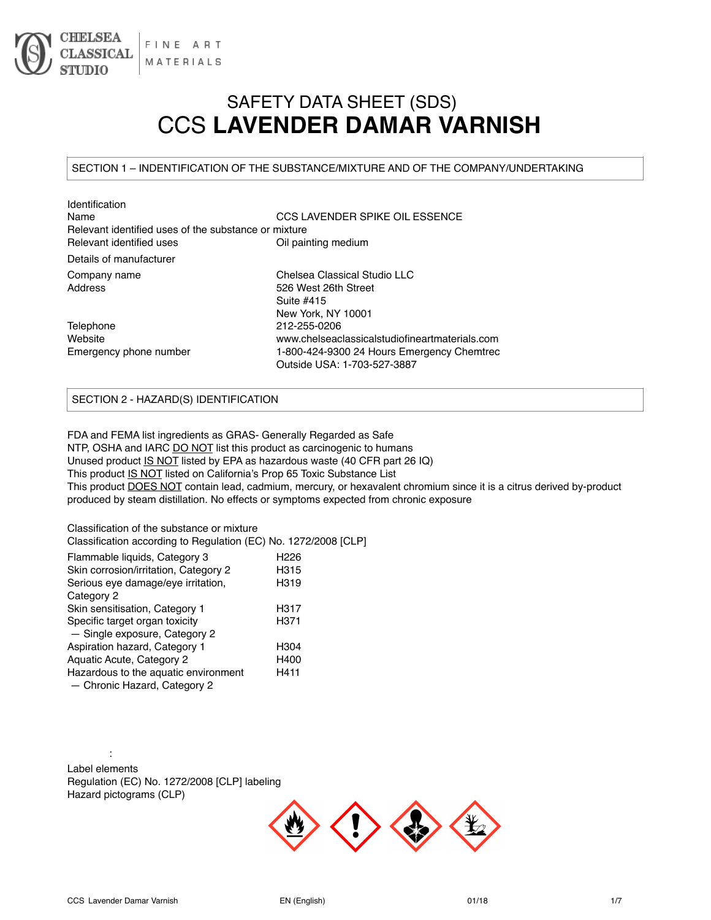CHELSEA CLASSICAL STUDIO | FINE ART MATERIALS

# SAFETY DATA SHEET (SDS)
# CCS **LAVENDER DAMAR VARNISH**

## SECTION 1 – INDENTIFICATION OF THE SUBSTANCE/MIXTURE AND OF THE COMPANY/UNDERTAKING

Identification

| | |
|---|---|
| Name | CCS LAVENDER SPIKE OIL ESSENCE |

Relevant identified uses of the substance or mixture

| | |
|---|---|
| Relevant identified uses | Oil painting medium |

Details of manufacturer

| | |
|---|---|
| Company name | Chelsea Classical Studio LLC |
| Address | 526 West 26th Street<br>Suite #415<br>New York, NY 10001 |
| Telephone | 212-255-0206 |
| Website | www.chelseaclassicalstudiofineartmaterials.com |
| Emergency phone number | 1-800-424-9300 24 Hours Emergency Chemtrec<br>Outside USA: 1-703-527-3887 |

## SECTION 2 - HAZARD(S) IDENTIFICATION

FDA and FEMA list ingredients as GRAS- Generally Regarded as Safe
NTP, OSHA and IARC DO NOT list this product as carcinogenic to humans
Unused product IS NOT listed by EPA as hazardous waste (40 CFR part 26 IQ)
This product IS NOT listed on California's Prop 65 Toxic Substance List
This product DOES NOT contain lead, cadmium, mercury, or hexavalent chromium since it is a citrus derived by-product produced by steam distillation. No effects or symptoms expected from chronic exposure

Classification of the substance or mixture
Classification according to Regulation (EC) No. 1272/2008 [CLP]

| | |
|---|---|
| Flammable liquids, Category 3 | H226 |
| Skin corrosion/irritation, Category 2 | H315 |
| Serious eye damage/eye irritation, Category 2 | H319 |
| Skin sensitisation, Category 1 | H317 |
| Specific target organ toxicity — Single exposure, Category 2 | H371 |
| Aspiration hazard, Category 1 | H304 |
| Aquatic Acute, Category 2 | H400 |
| Hazardous to the aquatic environment — Chronic Hazard, Category 2 | H411 |

:

Label elements
Regulation (EC) No. 1272/2008 [CLP] labeling
Hazard pictograms (CLP)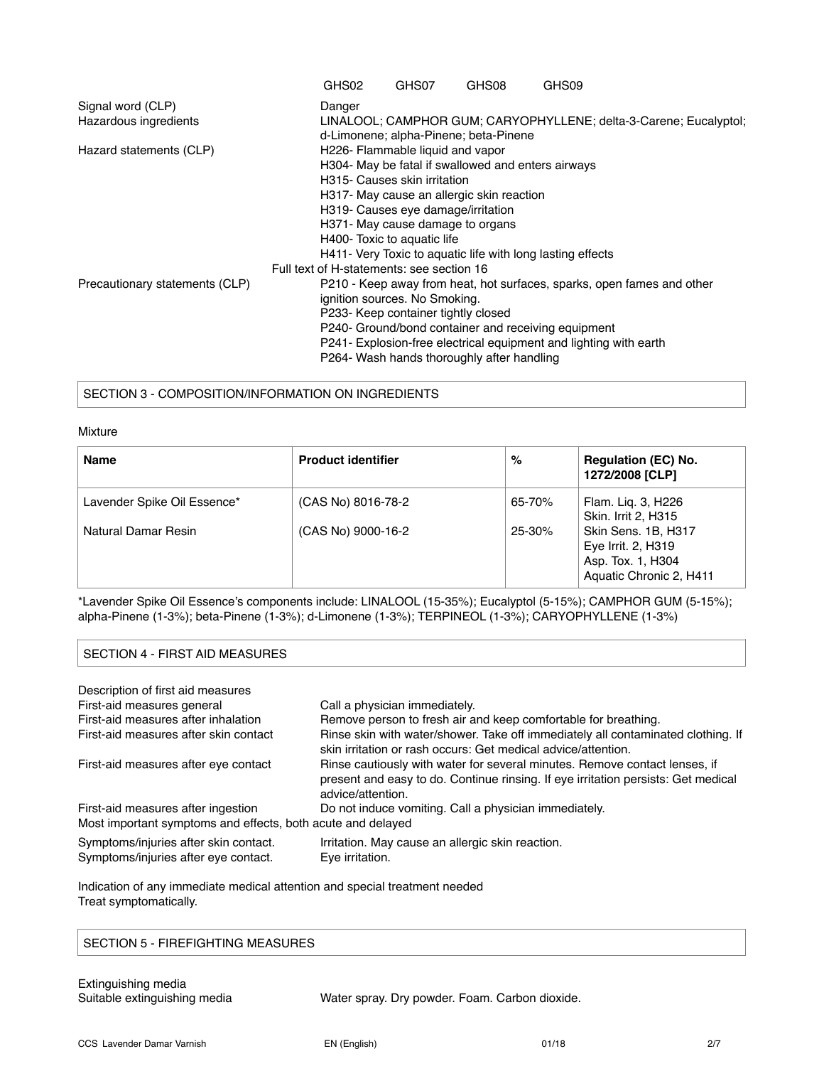| | |
|---|---|
| | GHS02 GHS07 GHS08 GHS09 |
| Signal word (CLP) | Danger |
| Hazardous ingredients | LINALOOL; CAMPHOR GUM; CARYOPHYLLENE; delta-3-Carene; Eucalyptol; d-Limonene; alpha-Pinene; beta-Pinene |
| Hazard statements (CLP) | H226- Flammable liquid and vapor<br>H304- May be fatal if swallowed and enters airways<br>H315- Causes skin irritation<br>H317- May cause an allergic skin reaction<br>H319- Causes eye damage/irritation<br>H371- May cause damage to organs<br>H400- Toxic to aquatic life<br>H411- Very Toxic to aquatic life with long lasting effects |
| | Full text of H-statements: see section 16 |
| Precautionary statements (CLP) | P210 - Keep away from heat, hot surfaces, sparks, open fames and other ignition sources. No Smoking.<br>P233- Keep container tightly closed<br>P240- Ground/bond container and receiving equipment<br>P241- Explosion-free electrical equipment and lighting with earth<br>P264- Wash hands thoroughly after handling |

## SECTION 3 - COMPOSITION/INFORMATION ON INGREDIENTS

Mixture

| Name | Product identifier | % | Regulation (EC) No. 1272/2008 [CLP] |
|---|---|---|---|
| Lavender Spike Oil Essence* | (CAS No) 8016-78-2 | 65-70% | Flam. Liq. 3, H226<br>Skin. Irrit 2, H315<br>Skin Sens. 1B, H317<br>Eye Irrit. 2, H319<br>Asp. Tox. 1, H304<br>Aquatic Chronic 2, H411 |
| Natural Damar Resin | (CAS No) 9000-16-2 | 25-30% | |

*Lavender Spike Oil Essence's components include: LINALOOL (15-35%); Eucalyptol (5-15%); CAMPHOR GUM (5-15%); alpha-Pinene (1-3%); beta-Pinene (1-3%); d-Limonene (1-3%); TERPINEOL (1-3%); CARYOPHYLLENE (1-3%)

## SECTION 4 - FIRST AID MEASURES

Description of first aid measures

| | |
|---|---|
| First-aid measures general | Call a physician immediately. |
| First-aid measures after inhalation | Remove person to fresh air and keep comfortable for breathing. |
| First-aid measures after skin contact | Rinse skin with water/shower. Take off immediately all contaminated clothing. If skin irritation or rash occurs: Get medical advice/attention. |
| First-aid measures after eye contact | Rinse cautiously with water for several minutes. Remove contact lenses, if present and easy to do. Continue rinsing. If eye irritation persists: Get medical advice/attention. |
| First-aid measures after ingestion | Do not induce vomiting. Call a physician immediately. |

Most important symptoms and effects, both acute and delayed

| | |
|---|---|
| Symptoms/injuries after skin contact. | Irritation. May cause an allergic skin reaction. |
| Symptoms/injuries after eye contact. | Eye irritation. |

Indication of any immediate medical attention and special treatment needed
Treat symptomatically.

## SECTION 5 - FIREFIGHTING MEASURES

Extinguishing media

| | |
|---|---|
| Suitable extinguishing media | Water spray. Dry powder. Foam. Carbon dioxide. |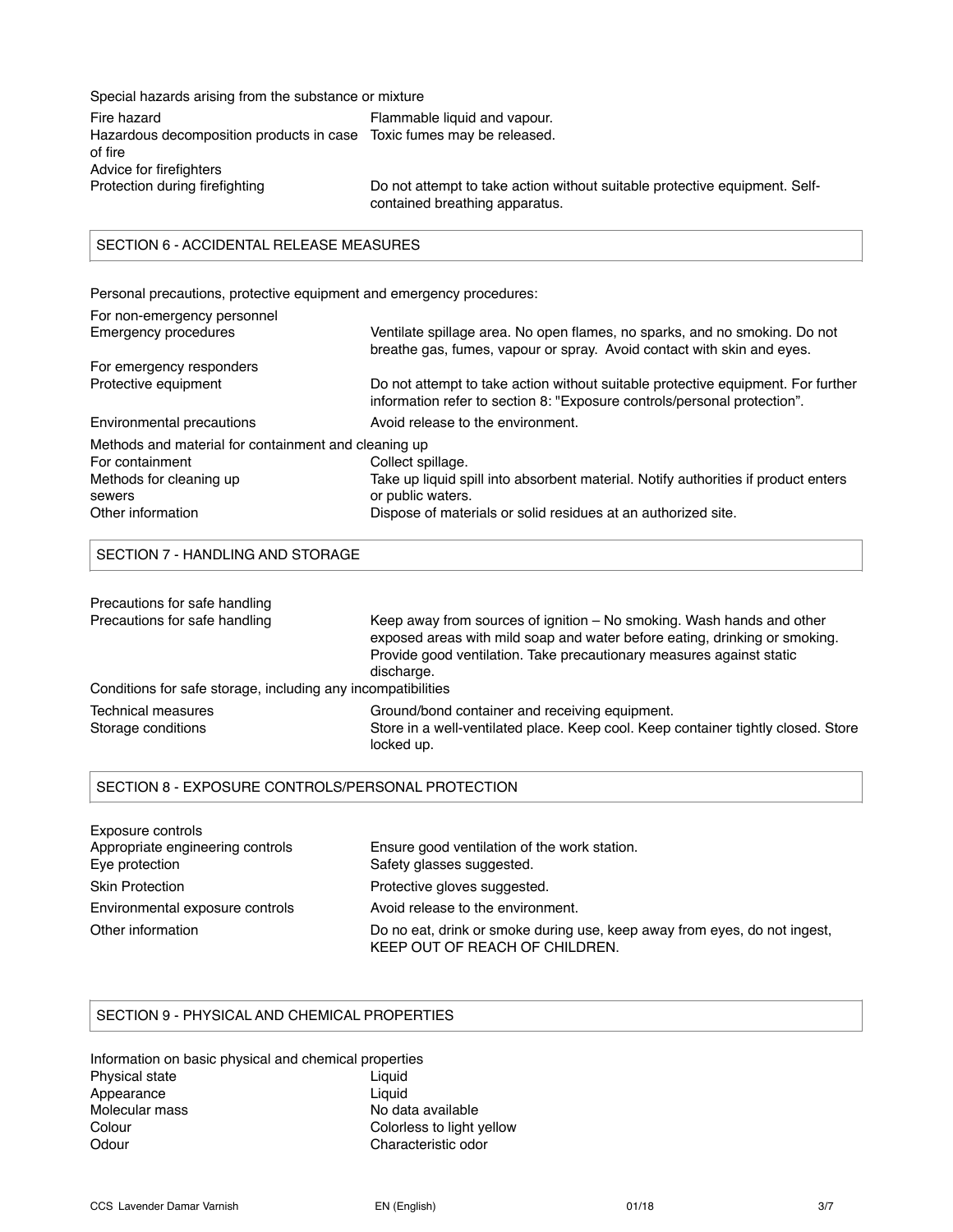Special hazards arising from the substance or mixture

| | |
|---|---|
| Fire hazard | Flammable liquid and vapour. |
| Hazardous decomposition products in case of fire | Toxic fumes may be released. |
| Advice for firefighters | |
| Protection during firefighting | Do not attempt to take action without suitable protective equipment. Self-contained breathing apparatus. |

## SECTION 6 - ACCIDENTAL RELEASE MEASURES

Personal precautions, protective equipment and emergency procedures:

| | |
|---|---|
| For non-emergency personnel | |
| Emergency procedures | Ventilate spillage area. No open flames, no sparks, and no smoking. Do not breathe gas, fumes, vapour or spray. Avoid contact with skin and eyes. |
| For emergency responders | |
| Protective equipment | Do not attempt to take action without suitable protective equipment. For further information refer to section 8: "Exposure controls/personal protection". |
| Environmental precautions | Avoid release to the environment. |
| Methods and material for containment and cleaning up | |
| For containment | Collect spillage. |
| Methods for cleaning up sewers | Take up liquid spill into absorbent material. Notify authorities if product enters or public waters. |
| Other information | Dispose of materials or solid residues at an authorized site. |

## SECTION 7 - HANDLING AND STORAGE

| | |
|---|---|
| Precautions for safe handling | |
| Precautions for safe handling | Keep away from sources of ignition – No smoking. Wash hands and other exposed areas with mild soap and water before eating, drinking or smoking. Provide good ventilation. Take precautionary measures against static discharge. |
| Conditions for safe storage, including any incompatibilities | |
| Technical measures | Ground/bond container and receiving equipment. |
| Storage conditions | Store in a well-ventilated place. Keep cool. Keep container tightly closed. Store locked up. |

## SECTION 8 - EXPOSURE CONTROLS/PERSONAL PROTECTION

| | |
|---|---|
| Exposure controls | |
| Appropriate engineering controls | Ensure good ventilation of the work station. |
| Eye protection | Safety glasses suggested. |
| Skin Protection | Protective gloves suggested. |
| Environmental exposure controls | Avoid release to the environment. |
| Other information | Do no eat, drink or smoke during use, keep away from eyes, do not ingest, KEEP OUT OF REACH OF CHILDREN. |

## SECTION 9 - PHYSICAL AND CHEMICAL PROPERTIES

| | |
|---|---|
| Information on basic physical and chemical properties | |
| Physical state | Liquid |
| Appearance | Liquid |
| Molecular mass | No data available |
| Colour | Colorless to light yellow |
| Odour | Characteristic odor |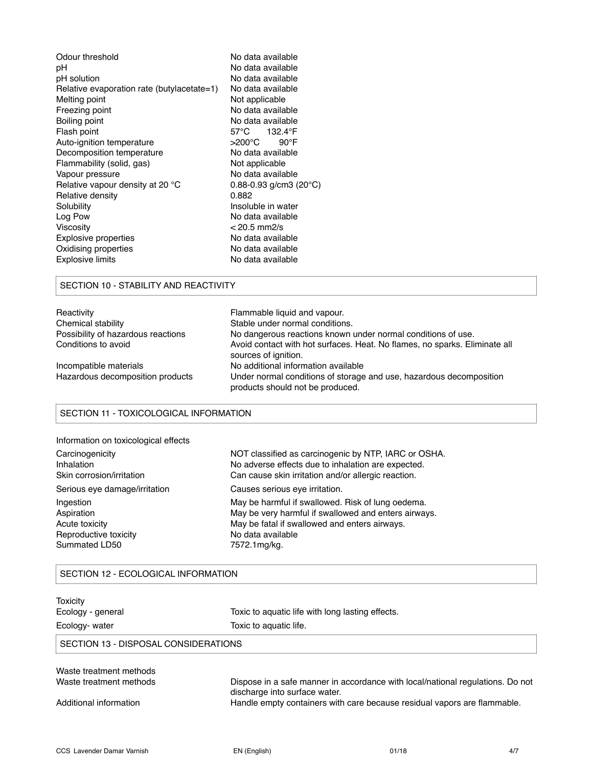| | |
|---|---|
| Odour threshold | No data available |
| pH | No data available |
| pH solution | No data available |
| Relative evaporation rate (butylacetate=1) | No data available |
| Melting point | Not applicable |
| Freezing point | No data available |
| Boiling point | No data available |
| Flash point | 57°C 132.4°F |
| Auto-ignition temperature | >200°C 90°F |
| Decomposition temperature | No data available |
| Flammability (solid, gas) | Not applicable |
| Vapour pressure | No data available |
| Relative vapour density at 20 °C | 0.88-0.93 g/cm3 (20°C) |
| Relative density | 0.882 |
| Solubility | Insoluble in water |
| Log Pow | No data available |
| Viscosity | < 20.5 mm2/s |
| Explosive properties | No data available |
| Oxidising properties | No data available |
| Explosive limits | No data available |

## SECTION 10 - STABILITY AND REACTIVITY

| | |
|---|---|
| Reactivity | Flammable liquid and vapour. |
| Chemical stability | Stable under normal conditions. |
| Possibility of hazardous reactions | No dangerous reactions known under normal conditions of use. |
| Conditions to avoid | Avoid contact with hot surfaces. Heat. No flames, no sparks. Eliminate all sources of ignition. |
| Incompatible materials | No additional information available |
| Hazardous decomposition products | Under normal conditions of storage and use, hazardous decomposition products should not be produced. |

## SECTION 11 - TOXICOLOGICAL INFORMATION

Information on toxicological effects

| | |
|---|---|
| Carcinogenicity | NOT classified as carcinogenic by NTP, IARC or OSHA. |
| Inhalation | No adverse effects due to inhalation are expected. |
| Skin corrosion/irritation | Can cause skin irritation and/or allergic reaction. |
| Serious eye damage/irritation | Causes serious eye irritation. |
| Ingestion | May be harmful if swallowed. Risk of lung oedema. |
| Aspiration | May be very harmful if swallowed and enters airways. |
| Acute toxicity | May be fatal if swallowed and enters airways. |
| Reproductive toxicity | No data available |
| Summated LD50 | 7572.1mg/kg. |

## SECTION 12 - ECOLOGICAL INFORMATION

Toxicity

| | |
|---|---|
| Ecology - general | Toxic to aquatic life with long lasting effects. |
| Ecology- water | Toxic to aquatic life. |

## SECTION 13 - DISPOSAL CONSIDERATIONS

Waste treatment methods

| | |
|---|---|
| Waste treatment methods | Dispose in a safe manner in accordance with local/national regulations. Do not discharge into surface water. |
| Additional information | Handle empty containers with care because residual vapors are flammable. |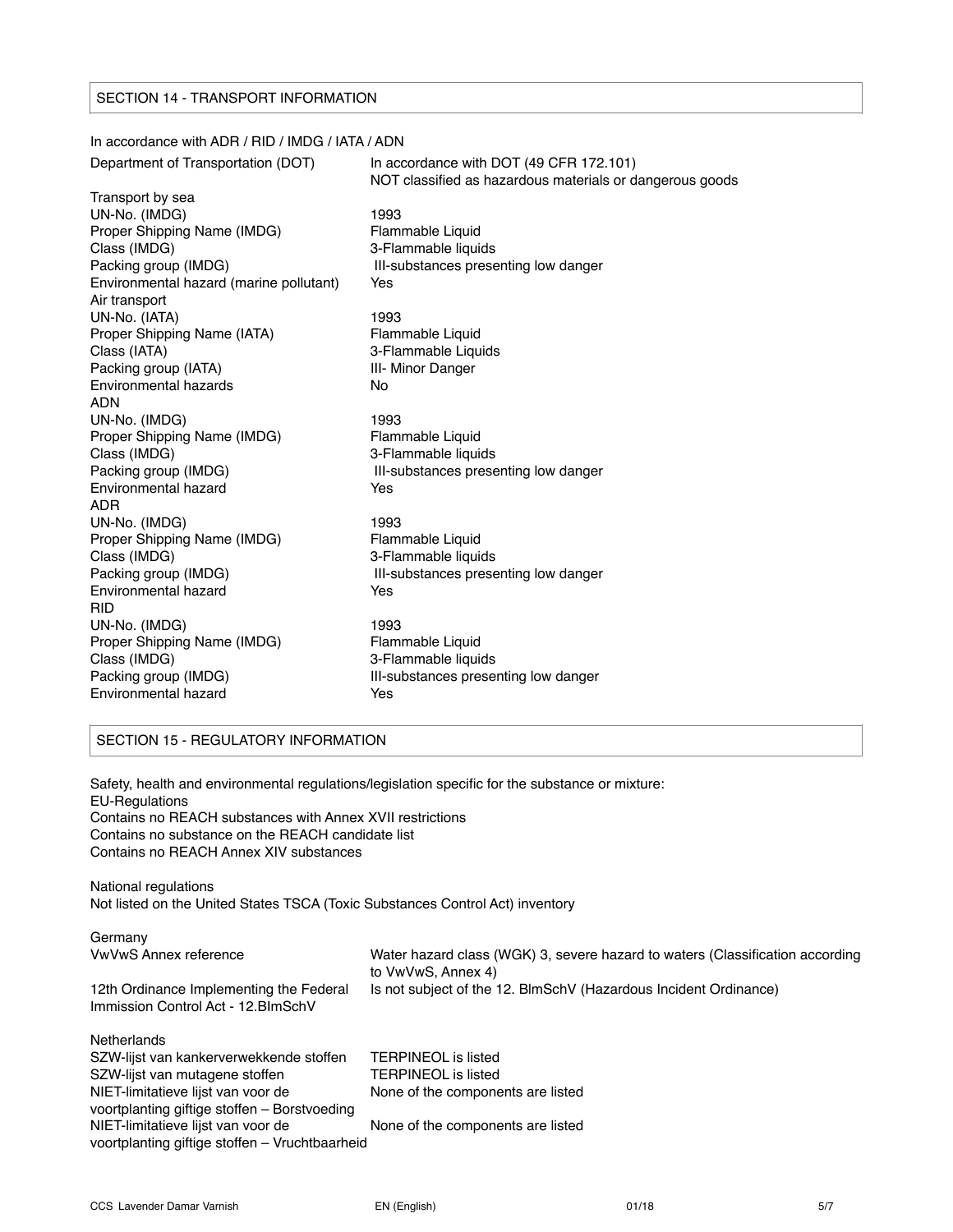## SECTION 14 - TRANSPORT INFORMATION

In accordance with ADR / RID / IMDG / IATA / ADN

| | |
|---|---|
| Department of Transportation (DOT) | In accordance with DOT (49 CFR 172.101)<br>NOT classified as hazardous materials or dangerous goods |
| **Transport by sea** | |
| UN-No. (IMDG) | 1993 |
| Proper Shipping Name (IMDG) | Flammable Liquid |
| Class (IMDG) | 3-Flammable liquids |
| Packing group (IMDG) | III-substances presenting low danger |
| Environmental hazard (marine pollutant) | Yes |
| **Air transport** | |
| UN-No. (IATA) | 1993 |
| Proper Shipping Name (IATA) | Flammable Liquid |
| Class (IATA) | 3-Flammable Liquids |
| Packing group (IATA) | III- Minor Danger |
| Environmental hazards | No |
| **ADN** | |
| UN-No. (IMDG) | 1993 |
| Proper Shipping Name (IMDG) | Flammable Liquid |
| Class (IMDG) | 3-Flammable liquids |
| Packing group (IMDG) | III-substances presenting low danger |
| Environmental hazard | Yes |
| **ADR** | |
| UN-No. (IMDG) | 1993 |
| Proper Shipping Name (IMDG) | Flammable Liquid |
| Class (IMDG) | 3-Flammable liquids |
| Packing group (IMDG) | III-substances presenting low danger |
| Environmental hazard | Yes |
| **RID** | |
| UN-No. (IMDG) | 1993 |
| Proper Shipping Name (IMDG) | Flammable Liquid |
| Class (IMDG) | 3-Flammable liquids |
| Packing group (IMDG) | III-substances presenting low danger |
| Environmental hazard | Yes |

## SECTION 15 - REGULATORY INFORMATION

Safety, health and environmental regulations/legislation specific for the substance or mixture:
EU-Regulations
Contains no REACH substances with Annex XVII restrictions
Contains no substance on the REACH candidate list
Contains no REACH Annex XIV substances

National regulations
Not listed on the United States TSCA (Toxic Substances Control Act) inventory

**Germany**

| | |
|---|---|
| VwVwS Annex reference | Water hazard class (WGK) 3, severe hazard to waters (Classification according to VwVwS, Annex 4) |
| 12th Ordinance Implementing the Federal Immission Control Act - 12.BImSchV | Is not subject of the 12. BlmSchV (Hazardous Incident Ordinance) |

**Netherlands**

| | |
|---|---|
| SZW-lijst van kankerverwekkende stoffen | TERPINEOL is listed |
| SZW-lijst van mutagene stoffen | TERPINEOL is listed |
| NIET-limitatieve lijst van voor de voortplanting giftige stoffen – Borstvoeding | None of the components are listed |
| NIET-limitatieve lijst van voor de voortplanting giftige stoffen – Vruchtbaarheid | None of the components are listed |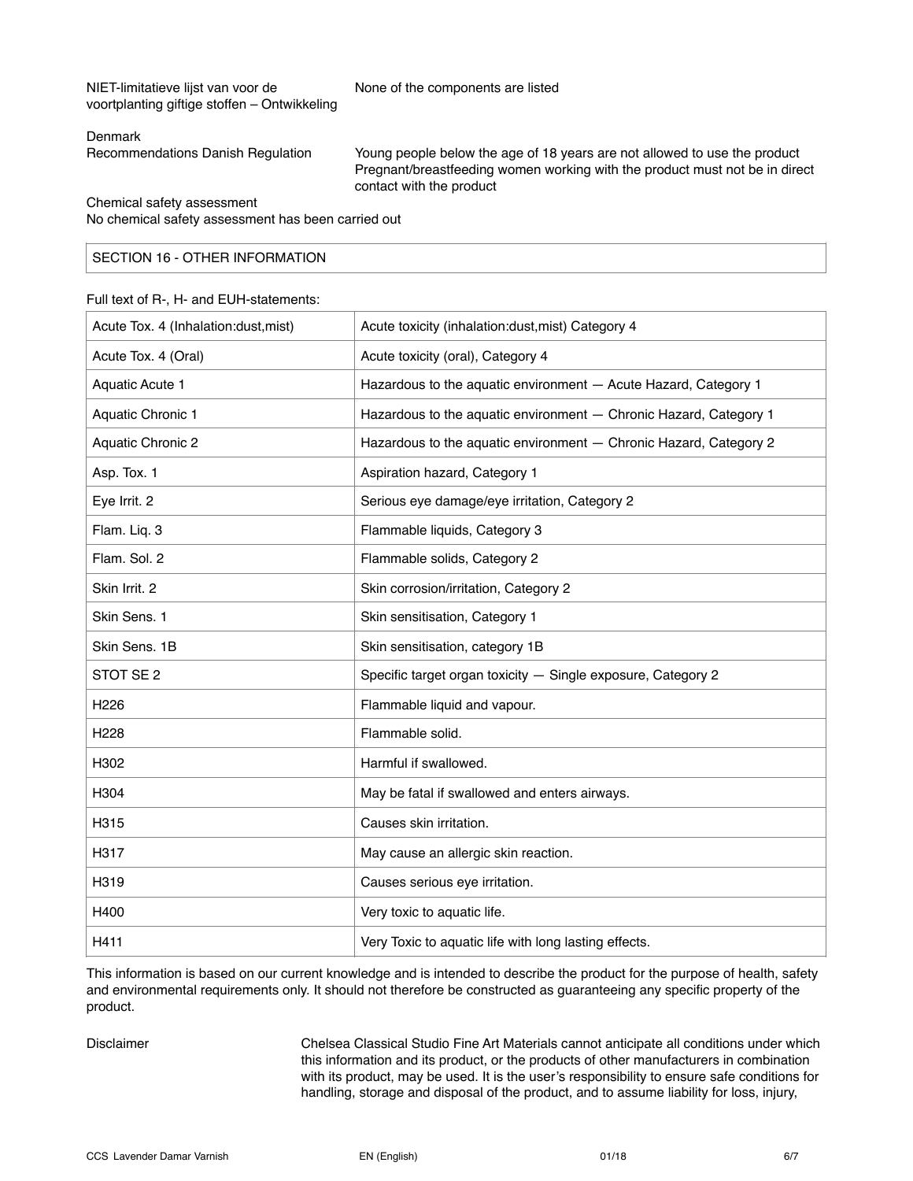NIET-limitatieve lijst van voor de voortplanting giftige stoffen – Ontwikkeling: None of the components are listed

Denmark

Recommendations Danish Regulation: Young people below the age of 18 years are not allowed to use the product
Pregnant/breastfeeding women working with the product must not be in direct contact with the product

Chemical safety assessment

No chemical safety assessment has been carried out

## SECTION 16 - OTHER INFORMATION

Full text of R-, H- and EUH-statements:

| | |
|---|---|
| Acute Tox. 4 (Inhalation:dust,mist) | Acute toxicity (inhalation:dust,mist) Category 4 |
| Acute Tox. 4 (Oral) | Acute toxicity (oral), Category 4 |
| Aquatic Acute 1 | Hazardous to the aquatic environment — Acute Hazard, Category 1 |
| Aquatic Chronic 1 | Hazardous to the aquatic environment — Chronic Hazard, Category 1 |
| Aquatic Chronic 2 | Hazardous to the aquatic environment — Chronic Hazard, Category 2 |
| Asp. Tox. 1 | Aspiration hazard, Category 1 |
| Eye Irrit. 2 | Serious eye damage/eye irritation, Category 2 |
| Flam. Liq. 3 | Flammable liquids, Category 3 |
| Flam. Sol. 2 | Flammable solids, Category 2 |
| Skin Irrit. 2 | Skin corrosion/irritation, Category 2 |
| Skin Sens. 1 | Skin sensitisation, Category 1 |
| Skin Sens. 1B | Skin sensitisation, category 1B |
| STOT SE 2 | Specific target organ toxicity — Single exposure, Category 2 |
| H226 | Flammable liquid and vapour. |
| H228 | Flammable solid. |
| H302 | Harmful if swallowed. |
| H304 | May be fatal if swallowed and enters airways. |
| H315 | Causes skin irritation. |
| H317 | May cause an allergic skin reaction. |
| H319 | Causes serious eye irritation. |
| H400 | Very toxic to aquatic life. |
| H411 | Very Toxic to aquatic life with long lasting effects. |

This information is based on our current knowledge and is intended to describe the product for the purpose of health, safety and environmental requirements only. It should not therefore be constructed as guaranteeing any specific property of the product.

Disclaimer: Chelsea Classical Studio Fine Art Materials cannot anticipate all conditions under which this information and its product, or the products of other manufacturers in combination with its product, may be used. It is the user's responsibility to ensure safe conditions for handling, storage and disposal of the product, and to assume liability for loss, injury,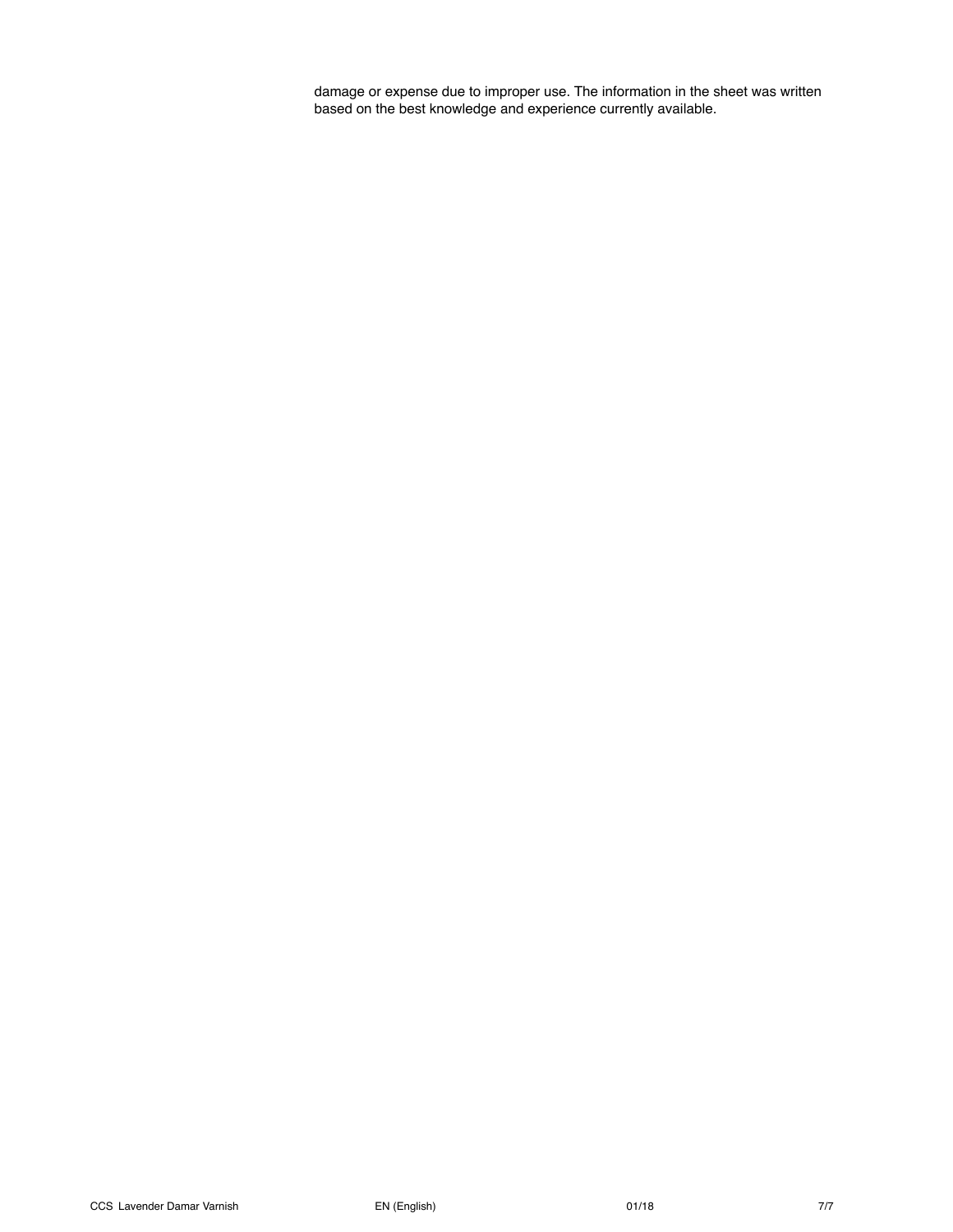damage or expense due to improper use. The information in the sheet was written based on the best knowledge and experience currently available.